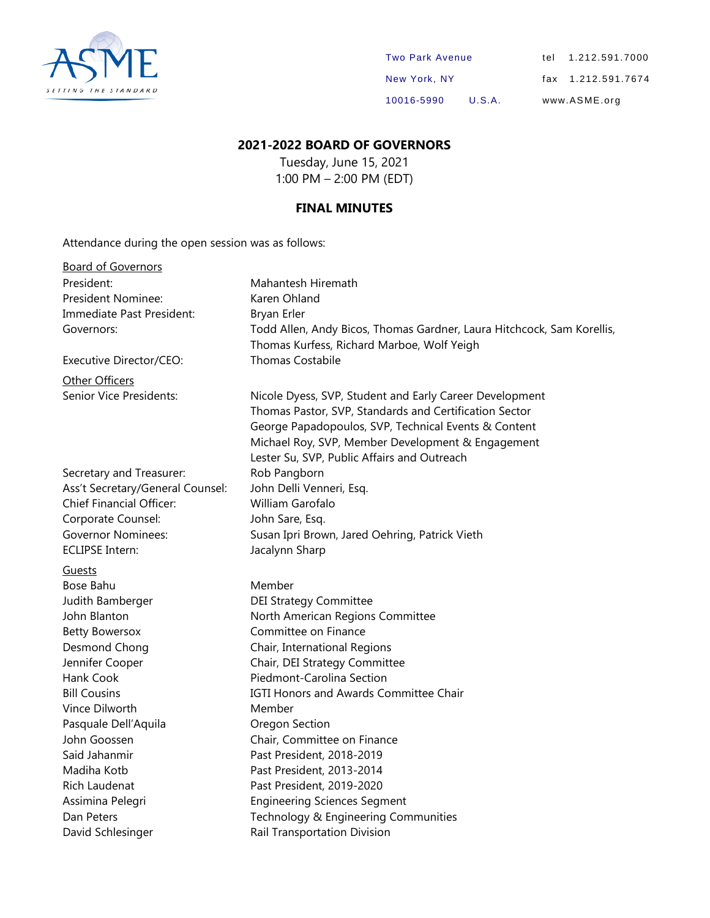ASME

SETTING THE STANDARD

Two Park Avenue
New York, NY
10016-5990 U.S.A.

tel 1.212.591.7000
fax 1.212.591.7674
www.ASME.org

## 2021-2022 BOARD OF GOVERNORS

Tuesday, June 15, 2021
1:00 PM – 2:00 PM (EDT)

## FINAL MINUTES

Attendance during the open session was as follows:

<u>Board of Governors</u>

| | |
|---|---|
| President: | Mahantesh Hiremath |
| President Nominee: | Karen Ohland |
| Immediate Past President: | Bryan Erler |
| Governors: | Todd Allen, Andy Bicos, Thomas Gardner, Laura Hitchcock, Sam Korellis, Thomas Kurfess, Richard Marboe, Wolf Yeigh |
| Executive Director/CEO: | Thomas Costabile |

<u>Other Officers</u>

| | |
|---|---|
| Senior Vice Presidents: | Nicole Dyess, SVP, Student and Early Career Development<br>Thomas Pastor, SVP, Standards and Certification Sector<br>George Papadopoulos, SVP, Technical Events & Content<br>Michael Roy, SVP, Member Development & Engagement<br>Lester Su, SVP, Public Affairs and Outreach |
| Secretary and Treasurer: | Rob Pangborn |
| Ass't Secretary/General Counsel: | John Delli Venneri, Esq. |
| Chief Financial Officer: | William Garofalo |
| Corporate Counsel: | John Sare, Esq. |
| Governor Nominees: | Susan Ipri Brown, Jared Oehring, Patrick Vieth |
| ECLIPSE Intern: | Jacalynn Sharp |

<u>Guests</u>

| | |
|---|---|
| Bose Bahu | Member |
| Judith Bamberger | DEI Strategy Committee |
| John Blanton | North American Regions Committee |
| Betty Bowersox | Committee on Finance |
| Desmond Chong | Chair, International Regions |
| Jennifer Cooper | Chair, DEI Strategy Committee |
| Hank Cook | Piedmont-Carolina Section |
| Bill Cousins | IGTI Honors and Awards Committee Chair |
| Vince Dilworth | Member |
| Pasquale Dell'Aquila | Oregon Section |
| John Goossen | Chair, Committee on Finance |
| Said Jahanmir | Past President, 2018-2019 |
| Madiha Kotb | Past President, 2013-2014 |
| Rich Laudenat | Past President, 2019-2020 |
| Assimina Pelegri | Engineering Sciences Segment |
| Dan Peters | Technology & Engineering Communities |
| David Schlesinger | Rail Transportation Division |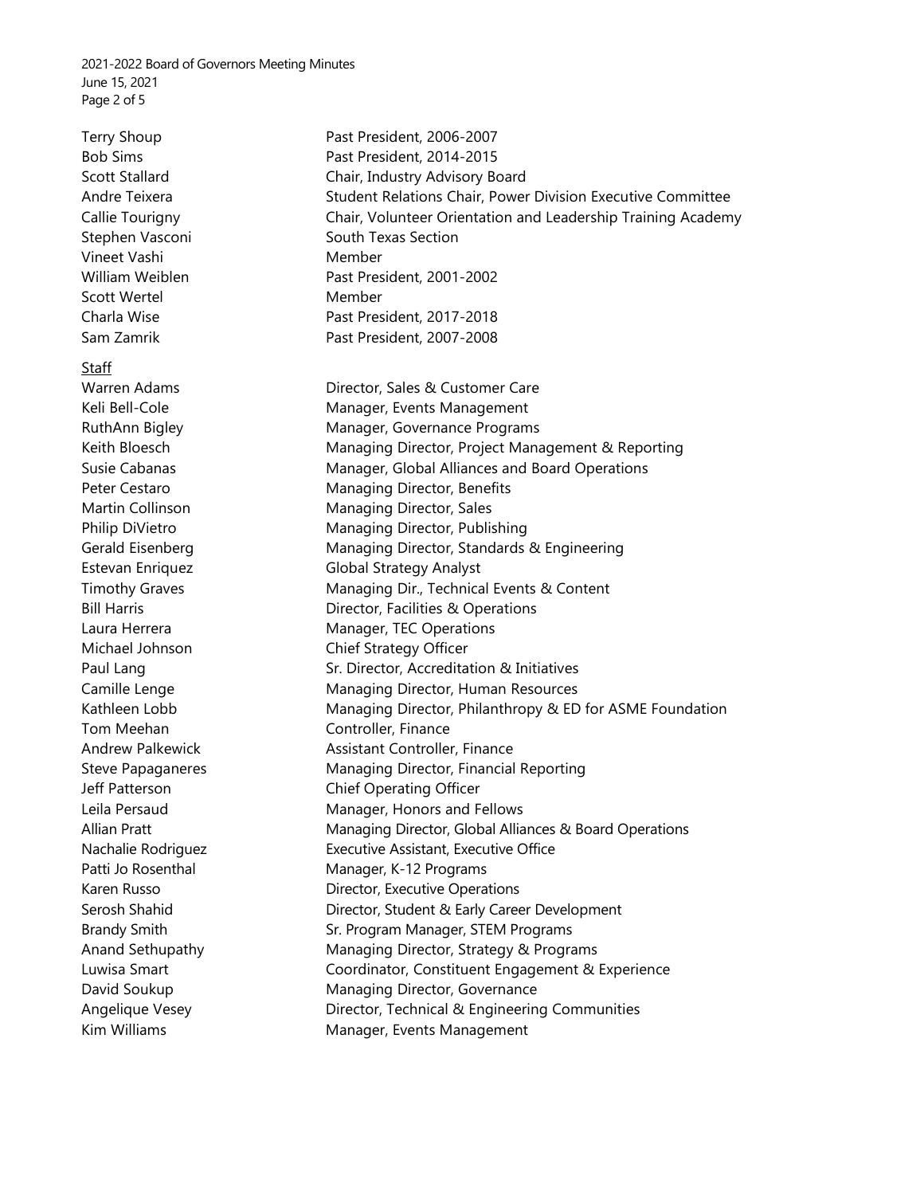| | |
|---|---|
| Terry Shoup | Past President, 2006-2007 |
| Bob Sims | Past President, 2014-2015 |
| Scott Stallard | Chair, Industry Advisory Board |
| Andre Teixera | Student Relations Chair, Power Division Executive Committee |
| Callie Tourigny | Chair, Volunteer Orientation and Leadership Training Academy |
| Stephen Vasconi | South Texas Section |
| Vineet Vashi | Member |
| William Weiblen | Past President, 2001-2002 |
| Scott Wertel | Member |
| Charla Wise | Past President, 2017-2018 |
| Sam Zamrik | Past President, 2007-2008 |

Staff

| | |
|---|---|
| Warren Adams | Director, Sales & Customer Care |
| Keli Bell-Cole | Manager, Events Management |
| RuthAnn Bigley | Manager, Governance Programs |
| Keith Bloesch | Managing Director, Project Management & Reporting |
| Susie Cabanas | Manager, Global Alliances and Board Operations |
| Peter Cestaro | Managing Director, Benefits |
| Martin Collinson | Managing Director, Sales |
| Philip DiVietro | Managing Director, Publishing |
| Gerald Eisenberg | Managing Director, Standards & Engineering |
| Estevan Enriquez | Global Strategy Analyst |
| Timothy Graves | Managing Dir., Technical Events & Content |
| Bill Harris | Director, Facilities & Operations |
| Laura Herrera | Manager, TEC Operations |
| Michael Johnson | Chief Strategy Officer |
| Paul Lang | Sr. Director, Accreditation & Initiatives |
| Camille Lenge | Managing Director, Human Resources |
| Kathleen Lobb | Managing Director, Philanthropy & ED for ASME Foundation |
| Tom Meehan | Controller, Finance |
| Andrew Palkewick | Assistant Controller, Finance |
| Steve Papaganeres | Managing Director, Financial Reporting |
| Jeff Patterson | Chief Operating Officer |
| Leila Persaud | Manager, Honors and Fellows |
| Allian Pratt | Managing Director, Global Alliances & Board Operations |
| Nachalie Rodriguez | Executive Assistant, Executive Office |
| Patti Jo Rosenthal | Manager, K-12 Programs |
| Karen Russo | Director, Executive Operations |
| Serosh Shahid | Director, Student & Early Career Development |
| Brandy Smith | Sr. Program Manager, STEM Programs |
| Anand Sethupathy | Managing Director, Strategy & Programs |
| Luwisa Smart | Coordinator, Constituent Engagement & Experience |
| David Soukup | Managing Director, Governance |
| Angelique Vesey | Director, Technical & Engineering Communities |
| Kim Williams | Manager, Events Management |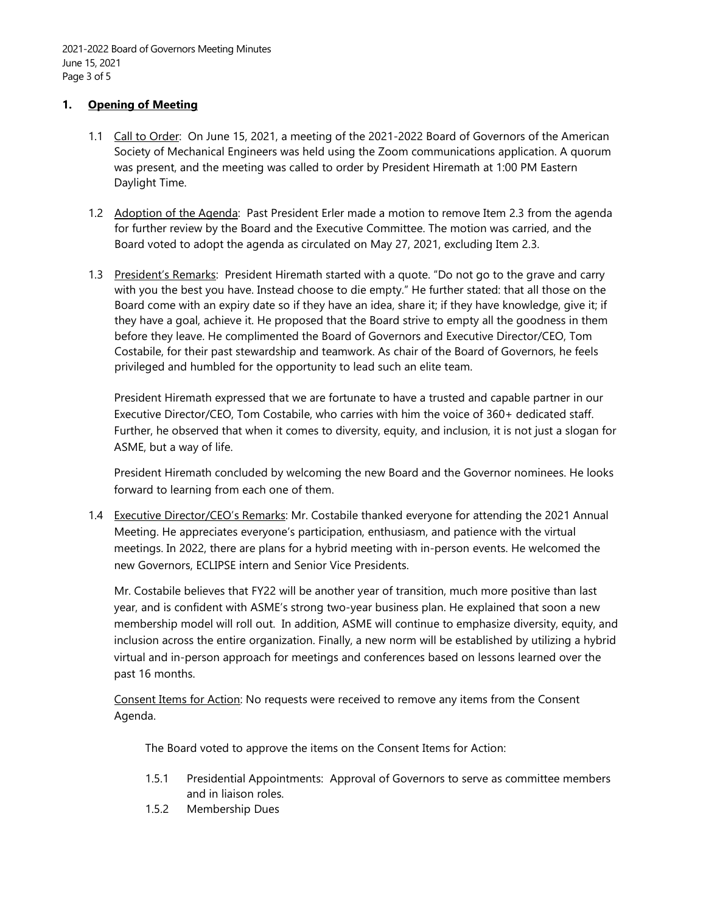## 1. Opening of Meeting

1.1 Call to Order: On June 15, 2021, a meeting of the 2021-2022 Board of Governors of the American Society of Mechanical Engineers was held using the Zoom communications application. A quorum was present, and the meeting was called to order by President Hiremath at 1:00 PM Eastern Daylight Time.

1.2 Adoption of the Agenda: Past President Erler made a motion to remove Item 2.3 from the agenda for further review by the Board and the Executive Committee. The motion was carried, and the Board voted to adopt the agenda as circulated on May 27, 2021, excluding Item 2.3.

1.3 President's Remarks: President Hiremath started with a quote. "Do not go to the grave and carry with you the best you have. Instead choose to die empty." He further stated: that all those on the Board come with an expiry date so if they have an idea, share it; if they have knowledge, give it; if they have a goal, achieve it. He proposed that the Board strive to empty all the goodness in them before they leave. He complimented the Board of Governors and Executive Director/CEO, Tom Costabile, for their past stewardship and teamwork. As chair of the Board of Governors, he feels privileged and humbled for the opportunity to lead such an elite team.

President Hiremath expressed that we are fortunate to have a trusted and capable partner in our Executive Director/CEO, Tom Costabile, who carries with him the voice of 360+ dedicated staff. Further, he observed that when it comes to diversity, equity, and inclusion, it is not just a slogan for ASME, but a way of life.

President Hiremath concluded by welcoming the new Board and the Governor nominees. He looks forward to learning from each one of them.

1.4 Executive Director/CEO's Remarks: Mr. Costabile thanked everyone for attending the 2021 Annual Meeting. He appreciates everyone's participation, enthusiasm, and patience with the virtual meetings. In 2022, there are plans for a hybrid meeting with in-person events. He welcomed the new Governors, ECLIPSE intern and Senior Vice Presidents.

Mr. Costabile believes that FY22 will be another year of transition, much more positive than last year, and is confident with ASME's strong two-year business plan. He explained that soon a new membership model will roll out. In addition, ASME will continue to emphasize diversity, equity, and inclusion across the entire organization. Finally, a new norm will be established by utilizing a hybrid virtual and in-person approach for meetings and conferences based on lessons learned over the past 16 months.

Consent Items for Action: No requests were received to remove any items from the Consent Agenda.

The Board voted to approve the items on the Consent Items for Action:

1.5.1 Presidential Appointments: Approval of Governors to serve as committee members and in liaison roles.

1.5.2 Membership Dues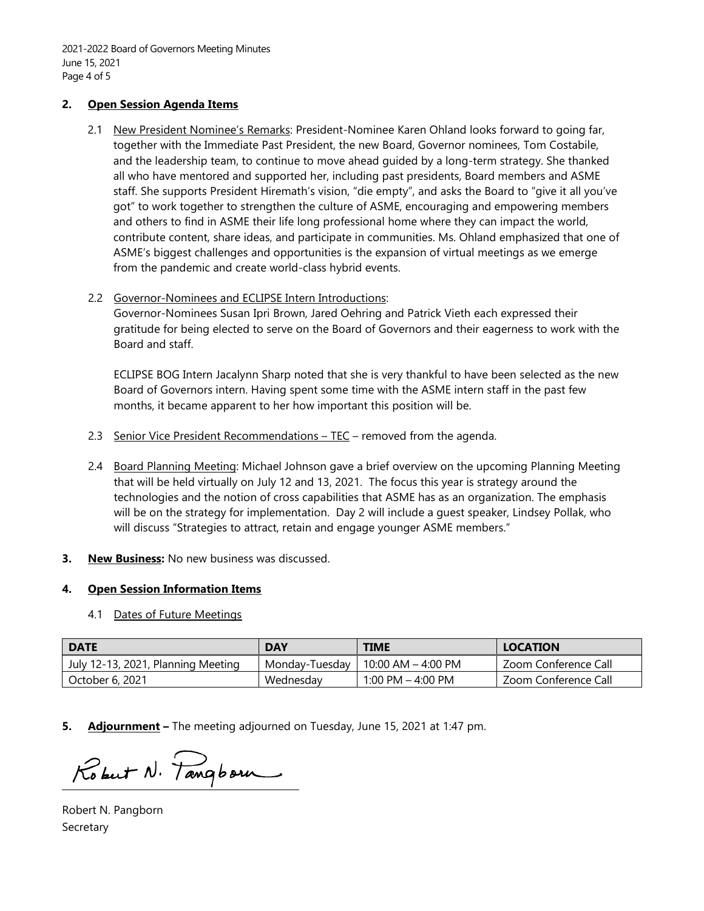## 2. Open Session Agenda Items

2.1 New President Nominee's Remarks: President-Nominee Karen Ohland looks forward to going far, together with the Immediate Past President, the new Board, Governor nominees, Tom Costabile, and the leadership team, to continue to move ahead guided by a long-term strategy. She thanked all who have mentored and supported her, including past presidents, Board members and ASME staff. She supports President Hiremath's vision, "die empty", and asks the Board to "give it all you've got" to work together to strengthen the culture of ASME, encouraging and empowering members and others to find in ASME their life long professional home where they can impact the world, contribute content, share ideas, and participate in communities. Ms. Ohland emphasized that one of ASME's biggest challenges and opportunities is the expansion of virtual meetings as we emerge from the pandemic and create world-class hybrid events.

2.2 Governor-Nominees and ECLIPSE Intern Introductions:
Governor-Nominees Susan Ipri Brown, Jared Oehring and Patrick Vieth each expressed their gratitude for being elected to serve on the Board of Governors and their eagerness to work with the Board and staff.

ECLIPSE BOG Intern Jacalynn Sharp noted that she is very thankful to have been selected as the new Board of Governors intern. Having spent some time with the ASME intern staff in the past few months, it became apparent to her how important this position will be.

2.3 Senior Vice President Recommendations – TEC – removed from the agenda.

2.4 Board Planning Meeting: Michael Johnson gave a brief overview on the upcoming Planning Meeting that will be held virtually on July 12 and 13, 2021. The focus this year is strategy around the technologies and the notion of cross capabilities that ASME has as an organization. The emphasis will be on the strategy for implementation. Day 2 will include a guest speaker, Lindsey Pollak, who will discuss "Strategies to attract, retain and engage younger ASME members."

## 3. New Business: No new business was discussed.

## 4. Open Session Information Items

4.1 Dates of Future Meetings

| DATE | DAY | TIME | LOCATION |
|---|---|---|---|
| July 12-13, 2021, Planning Meeting | Monday-Tuesday | 10:00 AM – 4:00 PM | Zoom Conference Call |
| October 6, 2021 | Wednesday | 1:00 PM – 4:00 PM | Zoom Conference Call |

## 5. Adjournment – The meeting adjourned on Tuesday, June 15, 2021 at 1:47 pm.

Robert N. Pangborn

Robert N. Pangborn
Secretary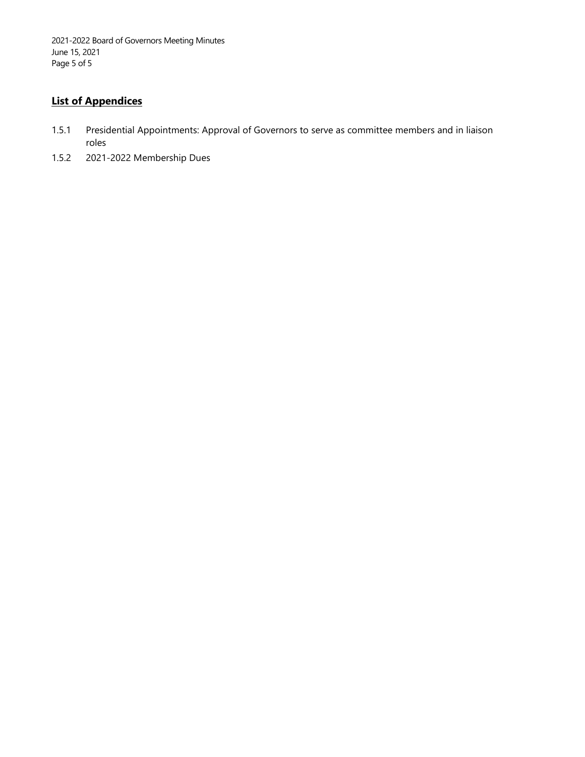## List of Appendices

1.5.1 Presidential Appointments: Approval of Governors to serve as committee members and in liaison roles

1.5.2 2021-2022 Membership Dues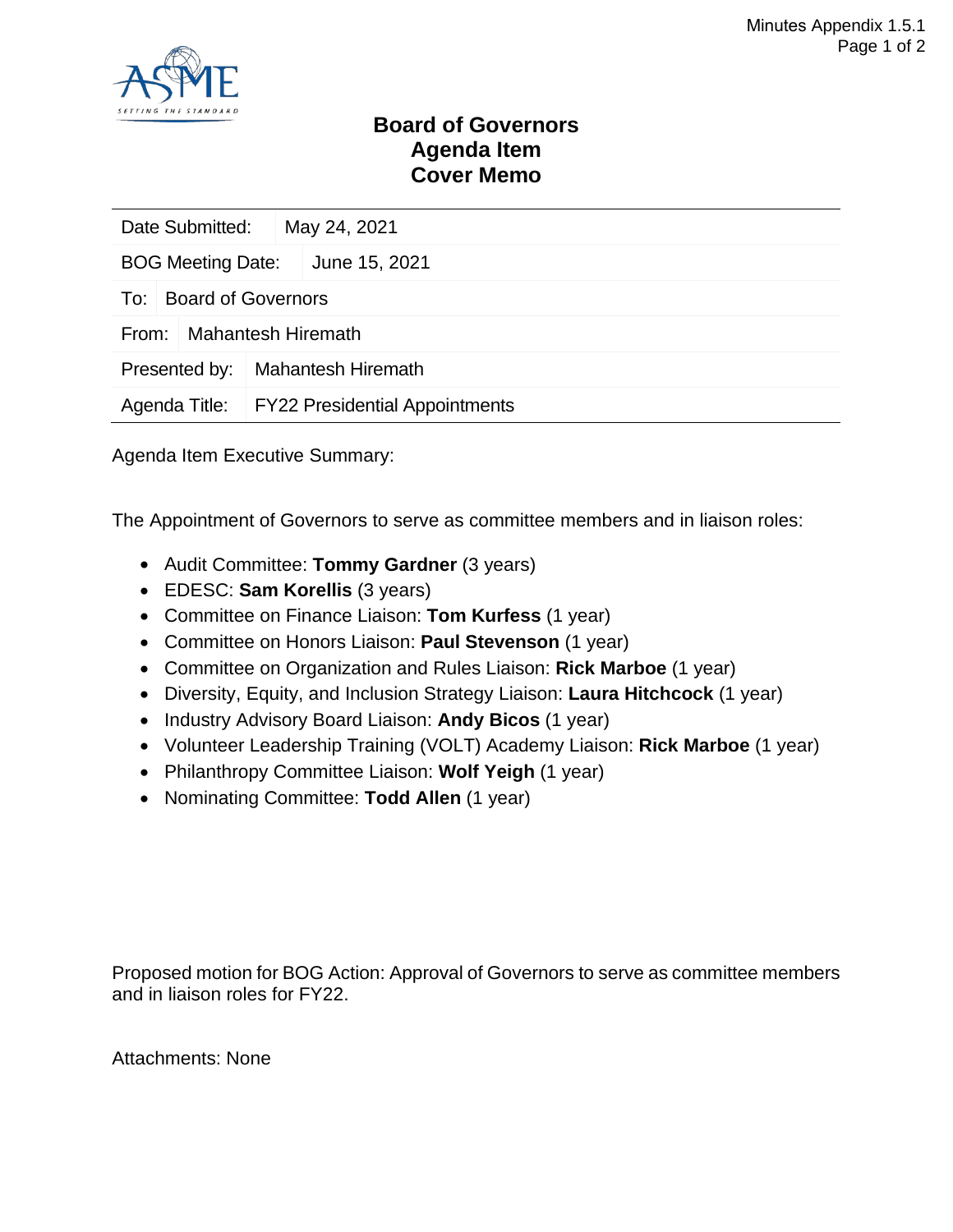# Board of Governors Agenda Item Cover Memo

| | |
|---|---|
| Date Submitted: | May 24, 2021 |
| BOG Meeting Date: | June 15, 2021 |
| To: | Board of Governors |
| From: | Mahantesh Hiremath |
| Presented by: | Mahantesh Hiremath |
| Agenda Title: | FY22 Presidential Appointments |

Agenda Item Executive Summary:

The Appointment of Governors to serve as committee members and in liaison roles:

- Audit Committee: **Tommy Gardner** (3 years)
- EDESC: **Sam Korellis** (3 years)
- Committee on Finance Liaison: **Tom Kurfess** (1 year)
- Committee on Honors Liaison: **Paul Stevenson** (1 year)
- Committee on Organization and Rules Liaison: **Rick Marboe** (1 year)
- Diversity, Equity, and Inclusion Strategy Liaison: **Laura Hitchcock** (1 year)
- Industry Advisory Board Liaison: **Andy Bicos** (1 year)
- Volunteer Leadership Training (VOLT) Academy Liaison: **Rick Marboe** (1 year)
- Philanthropy Committee Liaison: **Wolf Yeigh** (1 year)
- Nominating Committee: **Todd Allen** (1 year)

Proposed motion for BOG Action: Approval of Governors to serve as committee members and in liaison roles for FY22.

Attachments: None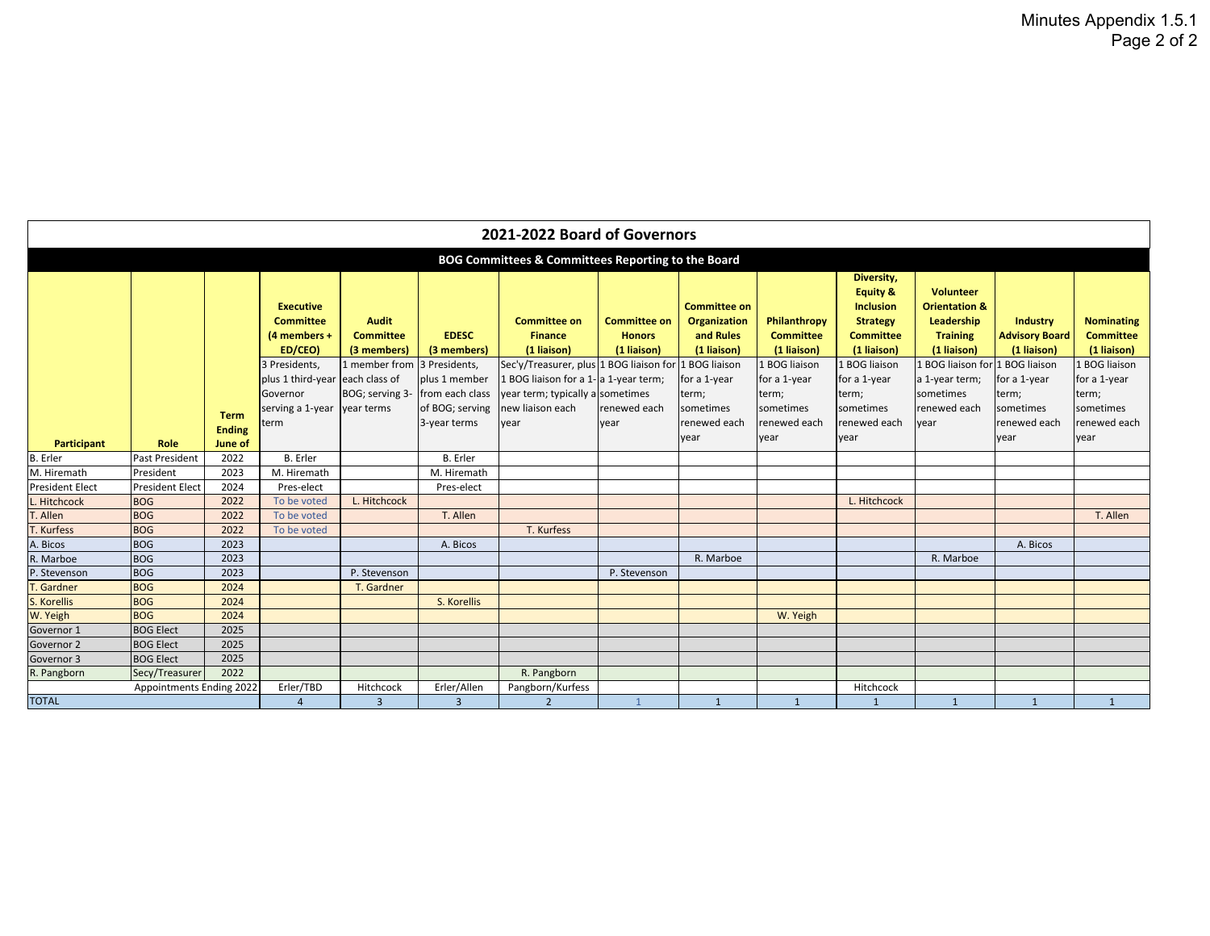Minutes Appendix 1.5.1

## 2021-2022 Board of Governors

### BOG Committees & Committees Reporting to the Board

| Participant | Role | Term Ending June of | Executive Committee (4 members + ED/CEO) | Audit Committee (3 members) | EDESC (3 members) | Committee on Finance (1 liaison) | Committee on Honors (1 liaison) | Committee on Organization and Rules (1 liaison) | Philanthropy Committee (1 liaison) | Diversity, Equity & Inclusion Strategy Committee (1 liaison) | Volunteer Orientation & Leadership Training (1 liaison) | Industry Advisory Board (1 liaison) | Nominating Committee (1 liaison) |
|---|---|---|---|---|---|---|---|---|---|---|---|---|---|
| | | | 3 Presidents, plus 1 third-year Governor serving a 1-year term | 1 member from each class of BOG; serving 3-year terms | 3 Presidents, plus 1 member from each class of BOG; serving 3-year terms | Sec'y/Treasurer, plus 1 BOG liaison for a 1-year term; typically a new liaison each year | 1 BOG liaison for a 1-year term; sometimes renewed each year | 1 BOG liaison for a 1-year term; sometimes renewed each year | 1 BOG liaison for a 1-year term; sometimes renewed each year | 1 BOG liaison for a 1-year term; sometimes renewed each year | 1 BOG liaison for a 1-year term; sometimes renewed each year | 1 BOG liaison for a 1-year term; sometimes renewed each year | 1 BOG liaison for a 1-year term; sometimes renewed each year |
| B. Erler | Past President | 2022 | B. Erler | | B. Erler | | | | | | | | |
| M. Hiremath | President | 2023 | M. Hiremath | | M. Hiremath | | | | | | | | |
| President Elect | President Elect | 2024 | Pres-elect | | Pres-elect | | | | | | | | |
| L. Hitchcock | BOG | 2022 | To be voted | L. Hitchcock | | | | | | L. Hitchcock | | | |
| T. Allen | BOG | 2022 | To be voted | | T. Allen | | | | | | | | T. Allen |
| T. Kurfess | BOG | 2022 | To be voted | | | T. Kurfess | | | | | | | |
| A. Bicos | BOG | 2023 | | | A. Bicos | | | | | | | A. Bicos | |
| R. Marboe | BOG | 2023 | | | | | | R. Marboe | | | R. Marboe | | |
| P. Stevenson | BOG | 2023 | | P. Stevenson | | | P. Stevenson | | | | | | |
| T. Gardner | BOG | 2024 | | T. Gardner | | | | | | | | | |
| S. Korellis | BOG | 2024 | | | S. Korellis | | | | | | | | |
| W. Yeigh | BOG | 2024 | | | | | | | W. Yeigh | | | | |
| Governor 1 | BOG Elect | 2025 | | | | | | | | | | | |
| Governor 2 | BOG Elect | 2025 | | | | | | | | | | | |
| Governor 3 | BOG Elect | 2025 | | | | | | | | | | | |
| R. Pangborn | Secy/Treasurer | 2022 | | | | R. Pangborn | | | | | | | |
| | Appointments Ending 2022 | | Erler/TBD | Hitchcock | Erler/Allen | Pangborn/Kurfess | | | | Hitchcock | | | |
| TOTAL | | | 4 | 3 | 3 | 2 | 1 | 1 | 1 | 1 | 1 | 1 | 1 |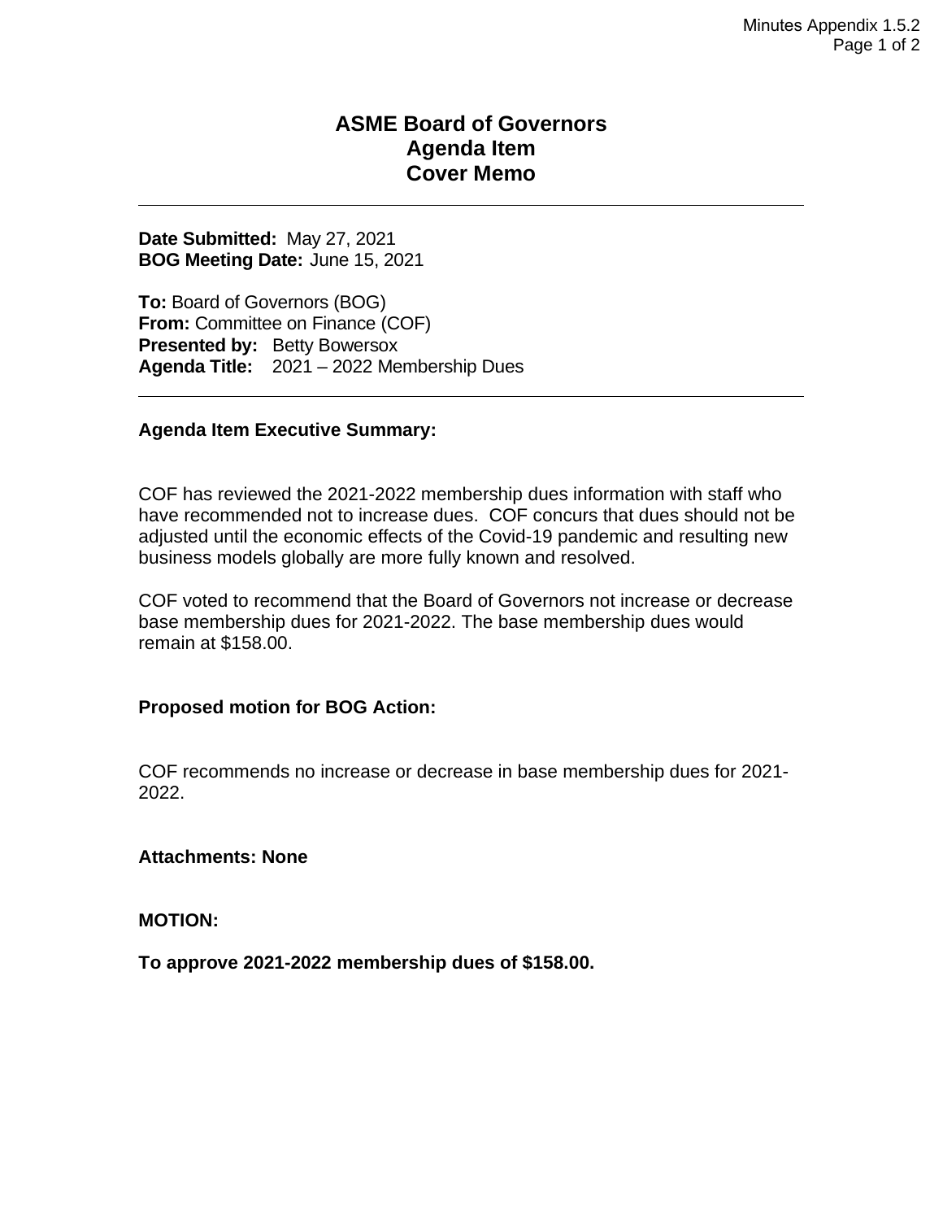# ASME Board of Governors
# Agenda Item
# Cover Memo

---

**Date Submitted:** May 27, 2021
**BOG Meeting Date:** June 15, 2021

**To:** Board of Governors (BOG)
**From:** Committee on Finance (COF)
**Presented by:** Betty Bowersox
**Agenda Title:** 2021 – 2022 Membership Dues

---

**Agenda Item Executive Summary:**

COF has reviewed the 2021-2022 membership dues information with staff who have recommended not to increase dues. COF concurs that dues should not be adjusted until the economic effects of the Covid-19 pandemic and resulting new business models globally are more fully known and resolved.

COF voted to recommend that the Board of Governors not increase or decrease base membership dues for 2021-2022. The base membership dues would remain at $158.00.

**Proposed motion for BOG Action:**

COF recommends no increase or decrease in base membership dues for 2021-2022.

**Attachments: None**

**MOTION:**

**To approve 2021-2022 membership dues of $158.00.**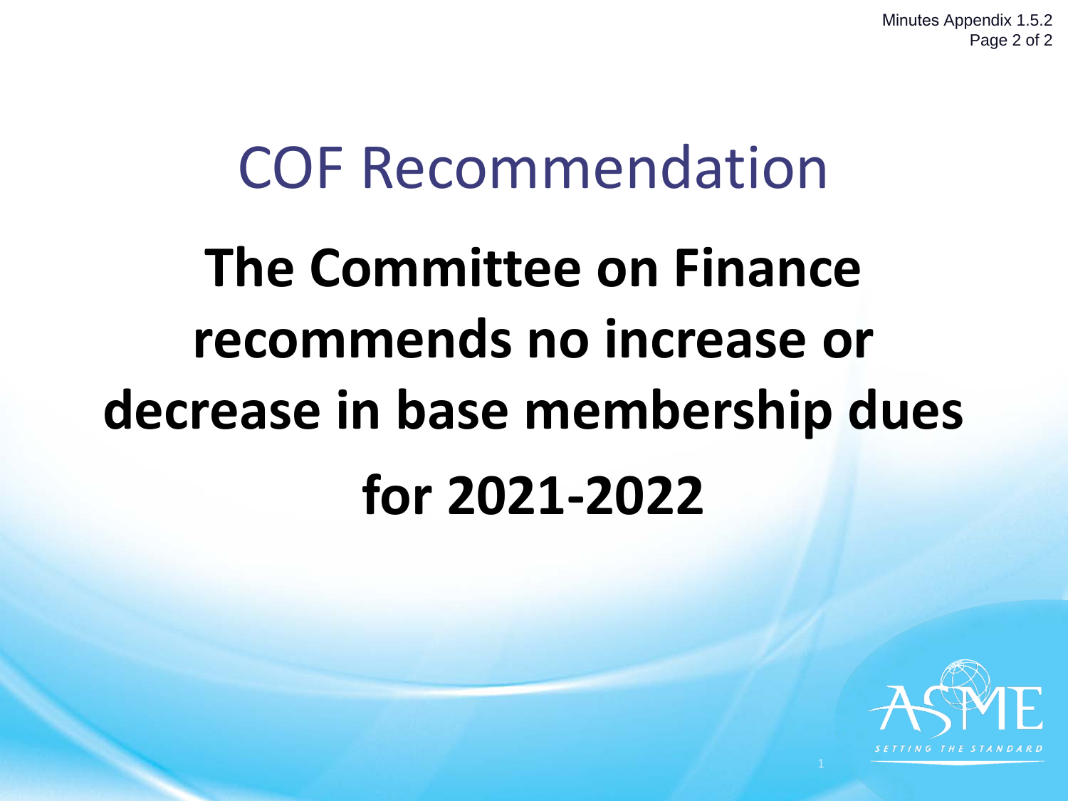# COF Recommendation

**The Committee on Finance recommends no increase or decrease in base membership dues for 2021-2022**